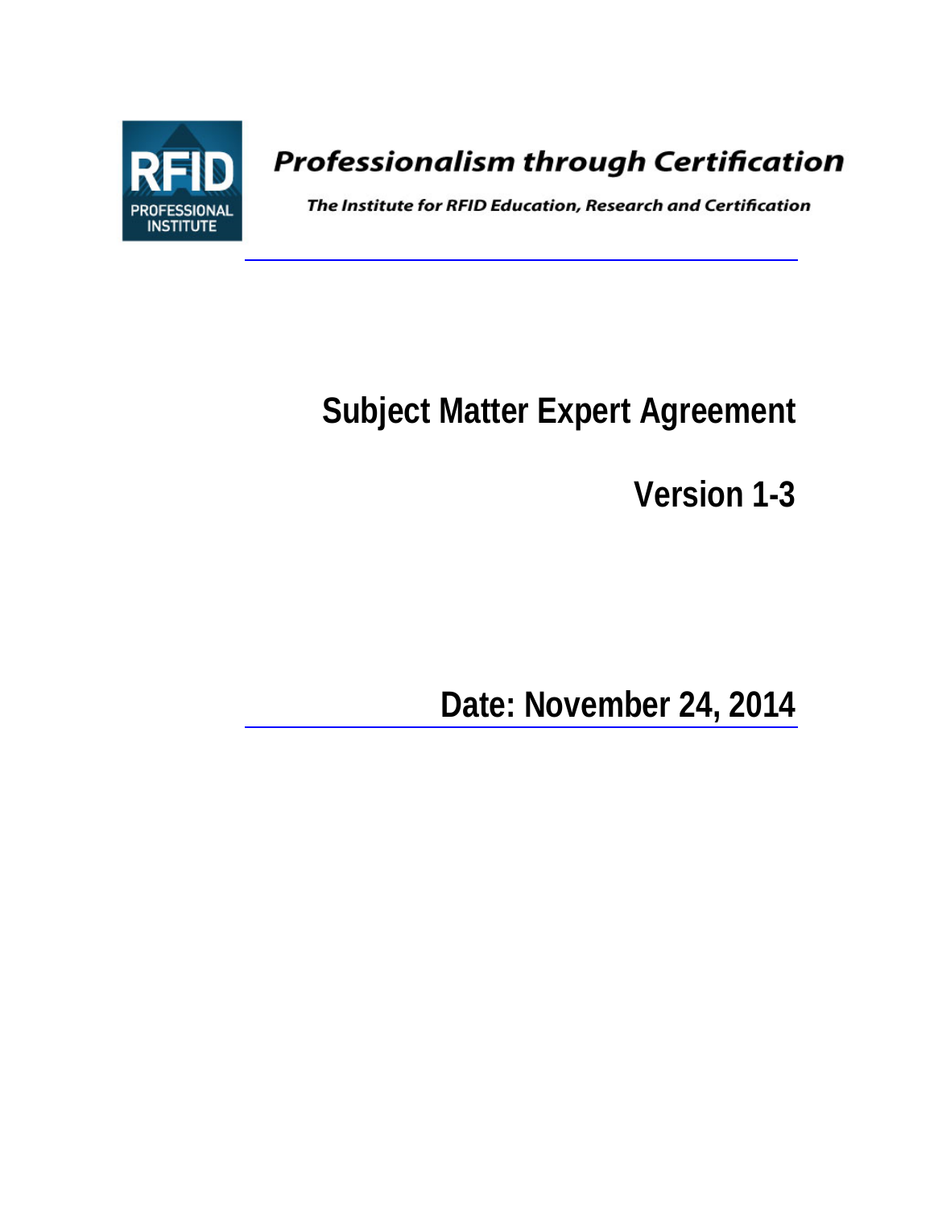RFID PROFESSIONAL INSTITUTE

***Professionalism through Certification***

***The Institute for RFID Education, Research and Certification***

# Subject Matter Expert Agreement

## Version 1-3

## Date: November 24, 2014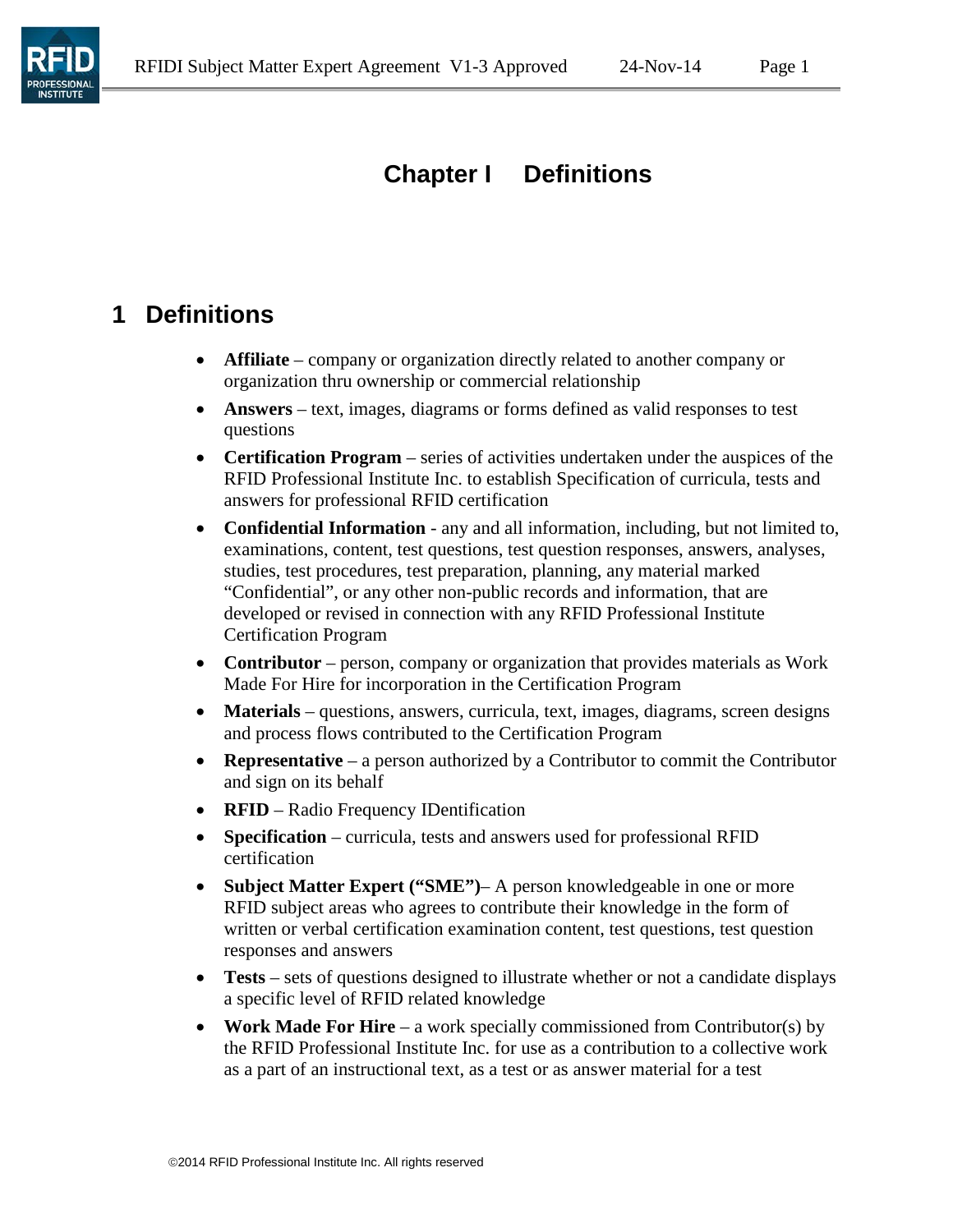# Chapter I Definitions

## 1 Definitions

- **Affiliate** – company or organization directly related to another company or organization thru ownership or commercial relationship
- **Answers** – text, images, diagrams or forms defined as valid responses to test questions
- **Certification Program** – series of activities undertaken under the auspices of the RFID Professional Institute Inc. to establish Specification of curricula, tests and answers for professional RFID certification
- **Confidential Information** - any and all information, including, but not limited to, examinations, content, test questions, test question responses, answers, analyses, studies, test procedures, test preparation, planning, any material marked "Confidential", or any other non-public records and information, that are developed or revised in connection with any RFID Professional Institute Certification Program
- **Contributor** – person, company or organization that provides materials as Work Made For Hire for incorporation in the Certification Program
- **Materials** – questions, answers, curricula, text, images, diagrams, screen designs and process flows contributed to the Certification Program
- **Representative** – a person authorized by a Contributor to commit the Contributor and sign on its behalf
- **RFID** – Radio Frequency IDentification
- **Specification** – curricula, tests and answers used for professional RFID certification
- **Subject Matter Expert ("SME")**– A person knowledgeable in one or more RFID subject areas who agrees to contribute their knowledge in the form of written or verbal certification examination content, test questions, test question responses and answers
- **Tests** – sets of questions designed to illustrate whether or not a candidate displays a specific level of RFID related knowledge
- **Work Made For Hire** – a work specially commissioned from Contributor(s) by the RFID Professional Institute Inc. for use as a contribution to a collective work as a part of an instructional text, as a test or as answer material for a test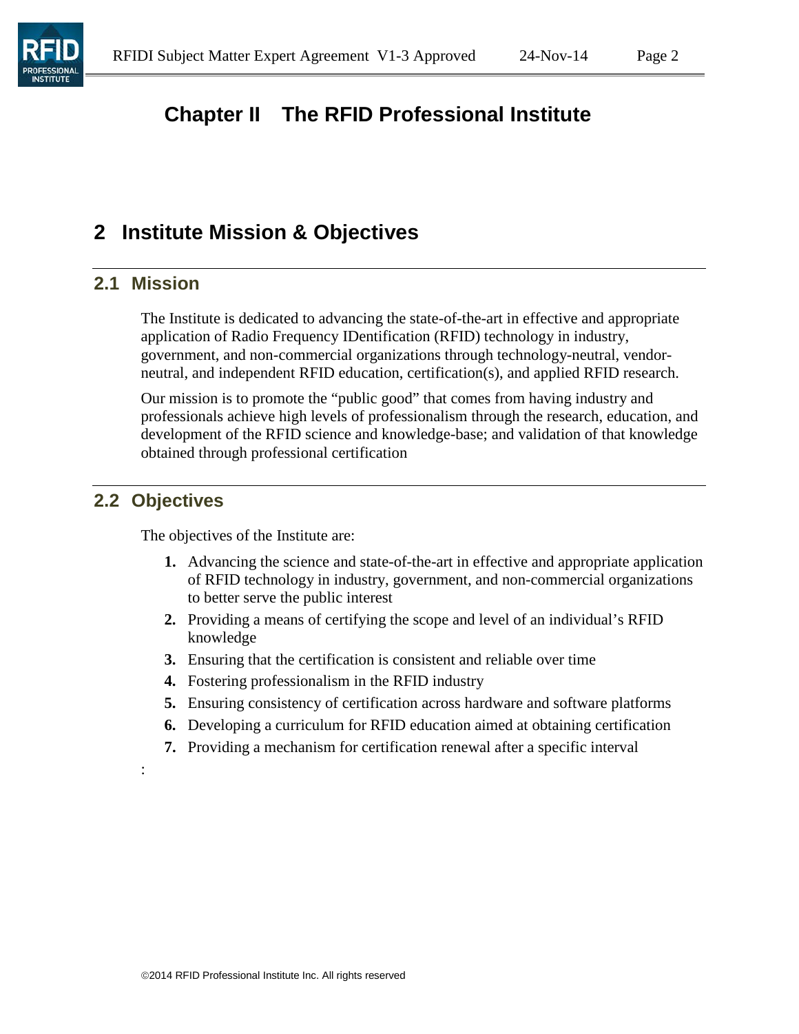# Chapter II The RFID Professional Institute

## 2 Institute Mission & Objectives

### 2.1 Mission

The Institute is dedicated to advancing the state-of-the-art in effective and appropriate application of Radio Frequency IDentification (RFID) technology in industry, government, and non-commercial organizations through technology-neutral, vendor-neutral, and independent RFID education, certification(s), and applied RFID research.

Our mission is to promote the “public good” that comes from having industry and professionals achieve high levels of professionalism through the research, education, and development of the RFID science and knowledge-base; and validation of that knowledge obtained through professional certification

### 2.2 Objectives

The objectives of the Institute are:

1. Advancing the science and state-of-the-art in effective and appropriate application of RFID technology in industry, government, and non-commercial organizations to better serve the public interest
2. Providing a means of certifying the scope and level of an individual’s RFID knowledge
3. Ensuring that the certification is consistent and reliable over time
4. Fostering professionalism in the RFID industry
5. Ensuring consistency of certification across hardware and software platforms
6. Developing a curriculum for RFID education aimed at obtaining certification
7. Providing a mechanism for certification renewal after a specific interval

: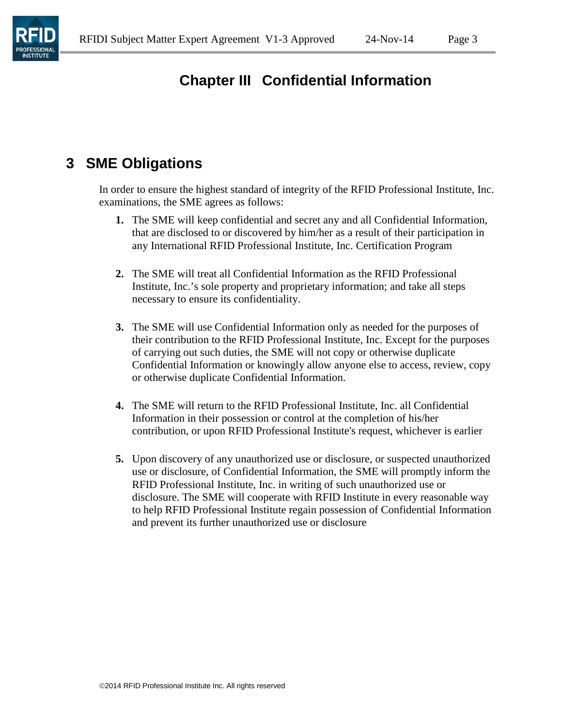# Chapter III Confidential Information

## 3 SME Obligations

In order to ensure the highest standard of integrity of the RFID Professional Institute, Inc. examinations, the SME agrees as follows:

1. The SME will keep confidential and secret any and all Confidential Information, that are disclosed to or discovered by him/her as a result of their participation in any International RFID Professional Institute, Inc. Certification Program

2. The SME will treat all Confidential Information as the RFID Professional Institute, Inc.'s sole property and proprietary information; and take all steps necessary to ensure its confidentiality.

3. The SME will use Confidential Information only as needed for the purposes of their contribution to the RFID Professional Institute, Inc. Except for the purposes of carrying out such duties, the SME will not copy or otherwise duplicate Confidential Information or knowingly allow anyone else to access, review, copy or otherwise duplicate Confidential Information.

4. The SME will return to the RFID Professional Institute, Inc. all Confidential Information in their possession or control at the completion of his/her contribution, or upon RFID Professional Institute's request, whichever is earlier

5. Upon discovery of any unauthorized use or disclosure, or suspected unauthorized use or disclosure, of Confidential Information, the SME will promptly inform the RFID Professional Institute, Inc. in writing of such unauthorized use or disclosure. The SME will cooperate with RFID Institute in every reasonable way to help RFID Professional Institute regain possession of Confidential Information and prevent its further unauthorized use or disclosure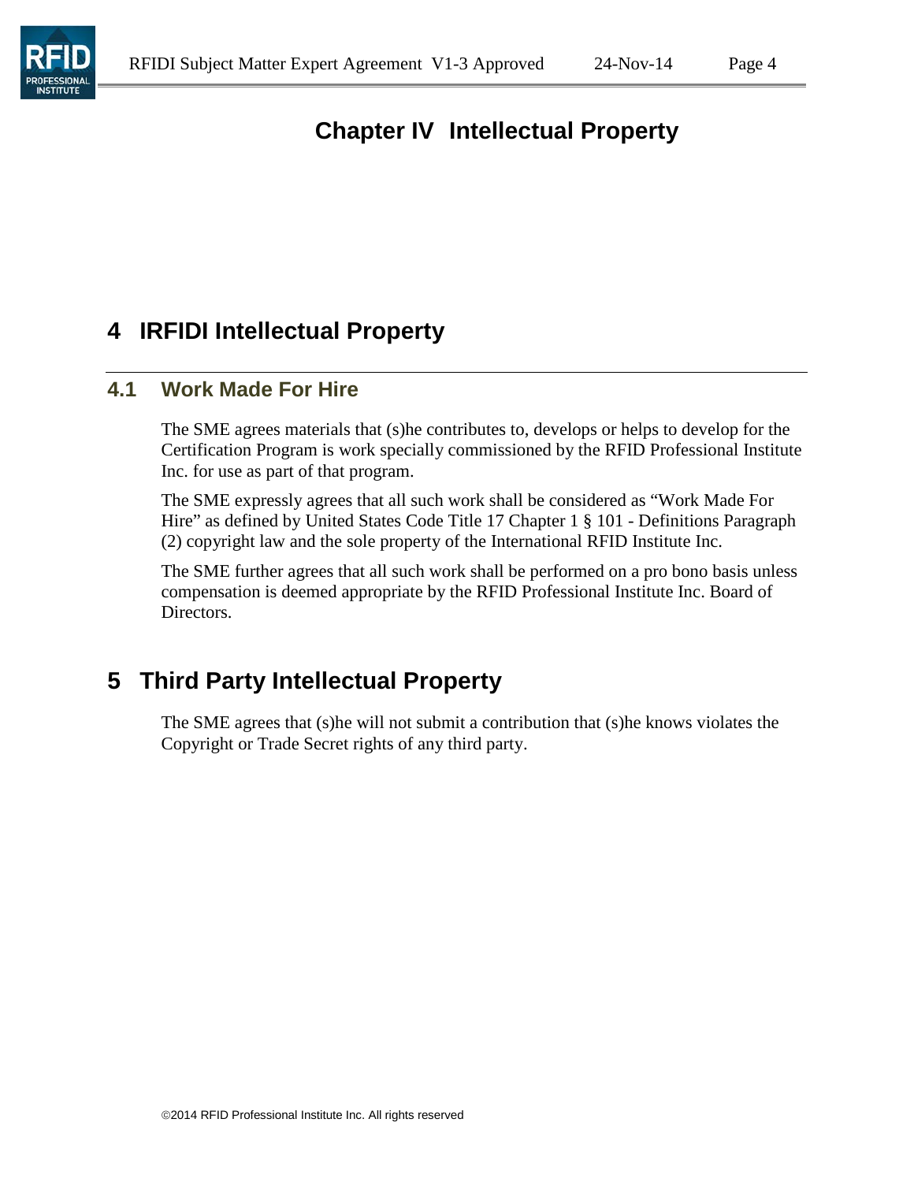# Chapter IV Intellectual Property

## 4 IRFIDI Intellectual Property

### 4.1 Work Made For Hire

The SME agrees materials that (s)he contributes to, develops or helps to develop for the Certification Program is work specially commissioned by the RFID Professional Institute Inc. for use as part of that program.

The SME expressly agrees that all such work shall be considered as "Work Made For Hire" as defined by United States Code Title 17 Chapter 1 § 101 - Definitions Paragraph (2) copyright law and the sole property of the International RFID Institute Inc.

The SME further agrees that all such work shall be performed on a pro bono basis unless compensation is deemed appropriate by the RFID Professional Institute Inc. Board of Directors.

## 5 Third Party Intellectual Property

The SME agrees that (s)he will not submit a contribution that (s)he knows violates the Copyright or Trade Secret rights of any third party.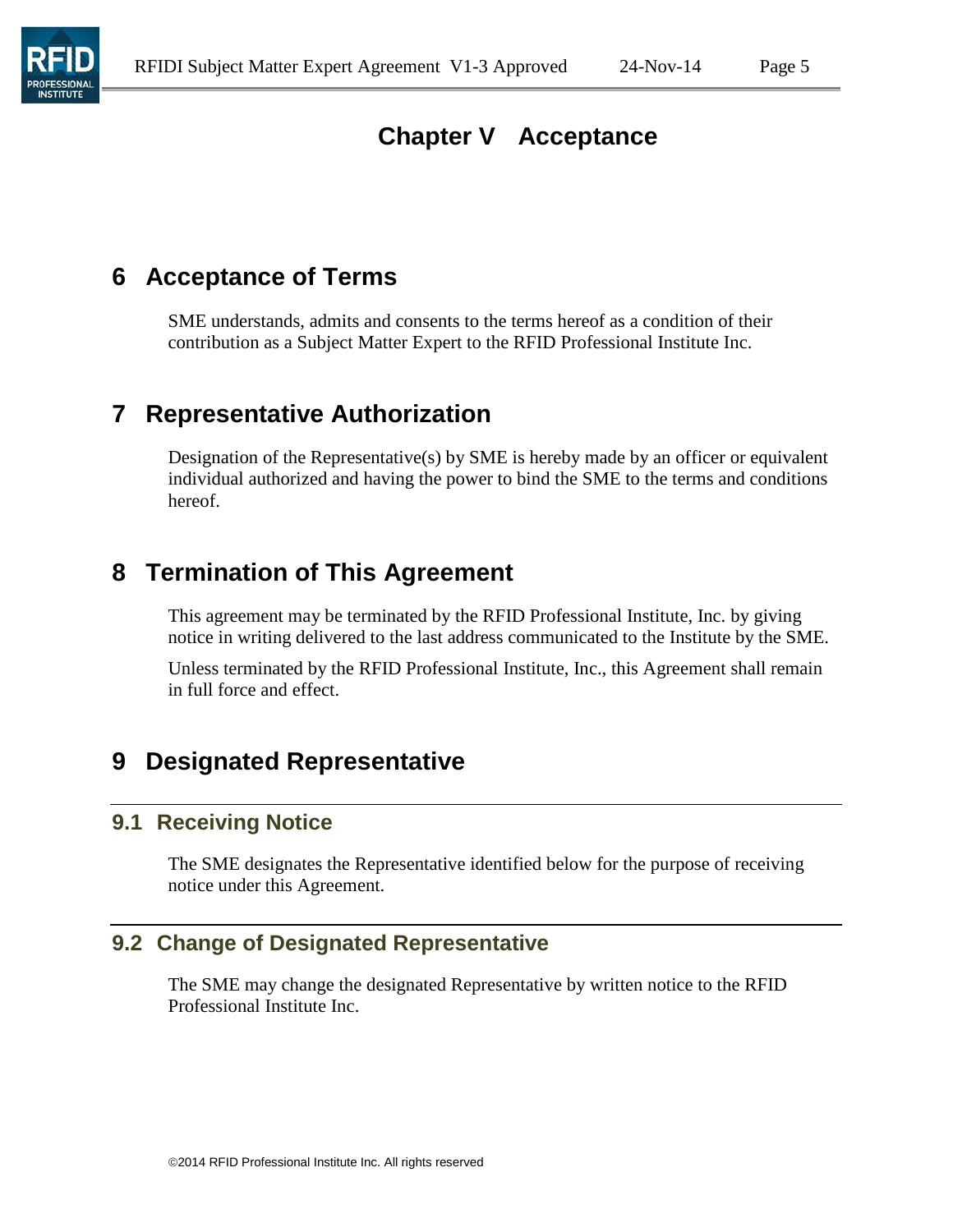# Chapter V Acceptance

## 6 Acceptance of Terms

SME understands, admits and consents to the terms hereof as a condition of their contribution as a Subject Matter Expert to the RFID Professional Institute Inc.

## 7 Representative Authorization

Designation of the Representative(s) by SME is hereby made by an officer or equivalent individual authorized and having the power to bind the SME to the terms and conditions hereof.

## 8 Termination of This Agreement

This agreement may be terminated by the RFID Professional Institute, Inc. by giving notice in writing delivered to the last address communicated to the Institute by the SME.

Unless terminated by the RFID Professional Institute, Inc., this Agreement shall remain in full force and effect.

## 9 Designated Representative

### 9.1 Receiving Notice

The SME designates the Representative identified below for the purpose of receiving notice under this Agreement.

### 9.2 Change of Designated Representative

The SME may change the designated Representative by written notice to the RFID Professional Institute Inc.

©2014 RFID Professional Institute Inc. All rights reserved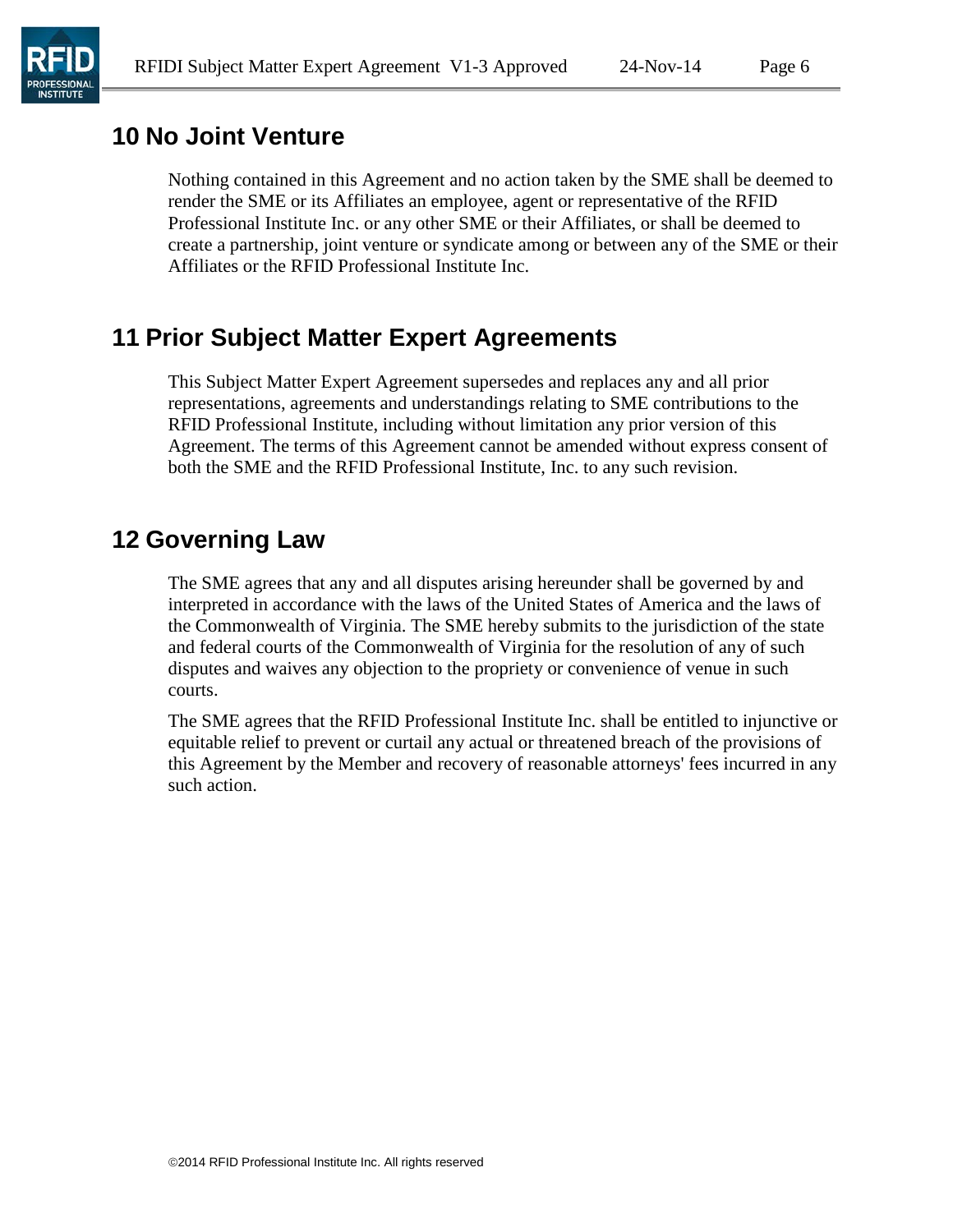## 10 No Joint Venture

Nothing contained in this Agreement and no action taken by the SME shall be deemed to render the SME or its Affiliates an employee, agent or representative of the RFID Professional Institute Inc. or any other SME or their Affiliates, or shall be deemed to create a partnership, joint venture or syndicate among or between any of the SME or their Affiliates or the RFID Professional Institute Inc.

## 11 Prior Subject Matter Expert Agreements

This Subject Matter Expert Agreement supersedes and replaces any and all prior representations, agreements and understandings relating to SME contributions to the RFID Professional Institute, including without limitation any prior version of this Agreement. The terms of this Agreement cannot be amended without express consent of both the SME and the RFID Professional Institute, Inc. to any such revision.

## 12 Governing Law

The SME agrees that any and all disputes arising hereunder shall be governed by and interpreted in accordance with the laws of the United States of America and the laws of the Commonwealth of Virginia. The SME hereby submits to the jurisdiction of the state and federal courts of the Commonwealth of Virginia for the resolution of any of such disputes and waives any objection to the propriety or convenience of venue in such courts.

The SME agrees that the RFID Professional Institute Inc. shall be entitled to injunctive or equitable relief to prevent or curtail any actual or threatened breach of the provisions of this Agreement by the Member and recovery of reasonable attorneys' fees incurred in any such action.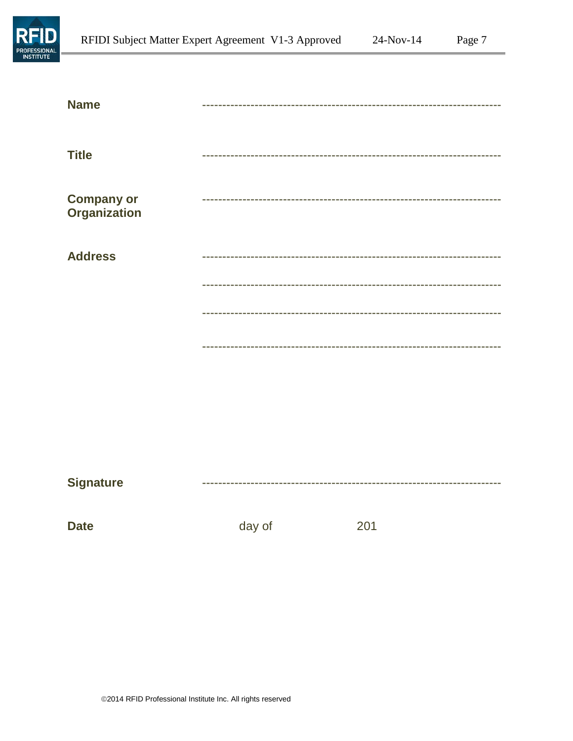**Name** ----------------------------------------------------------------------

**Title** ----------------------------------------------------------------------

**Company or Organization** ----------------------------------------------------------------------

**Address** ----------------------------------------------------------------------

----------------------------------------------------------------------

----------------------------------------------------------------------

----------------------------------------------------------------------

**Signature** ----------------------------------------------------------------------

**Date** day of 201

©2014 RFID Professional Institute Inc. All rights reserved